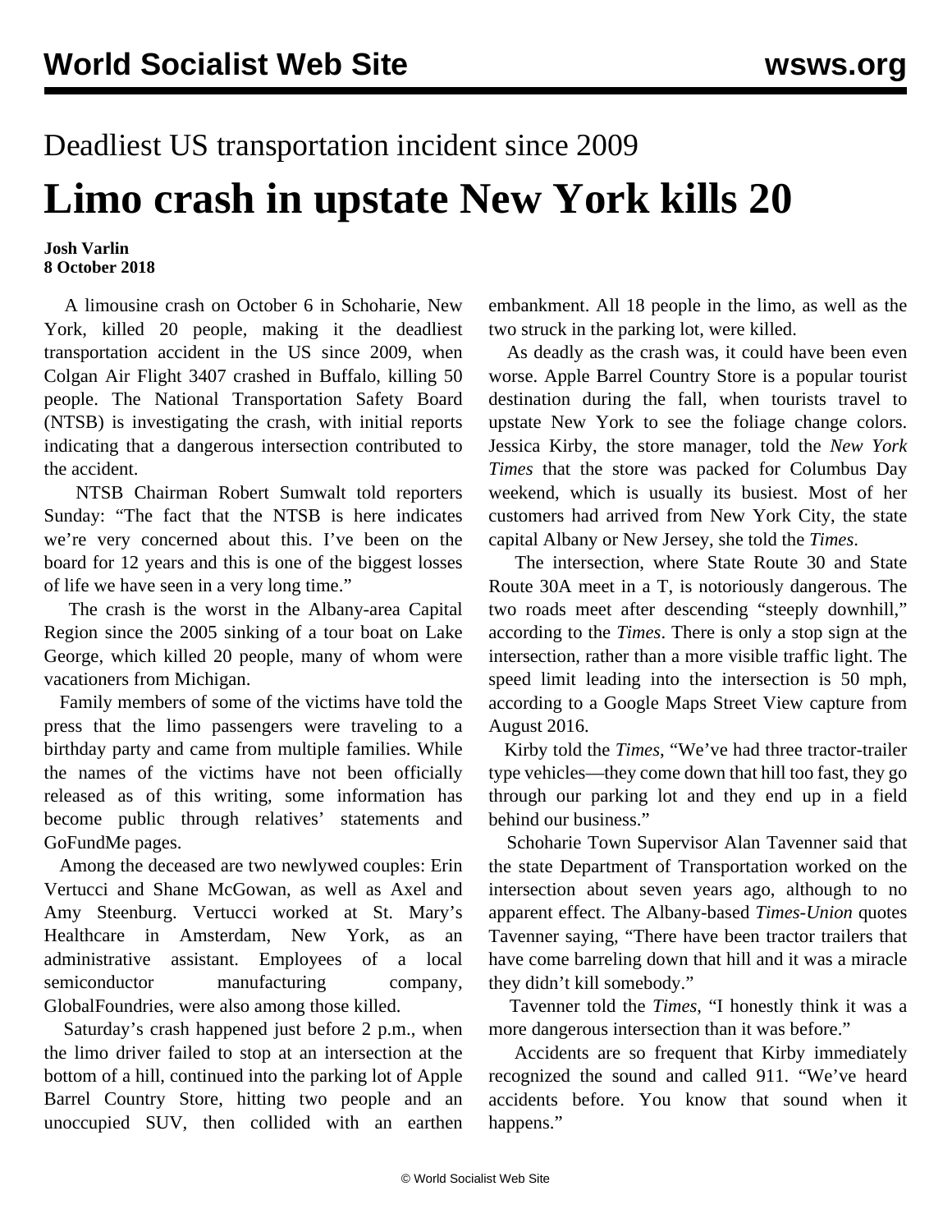Deadliest US transportation incident since 2009

# Limo crash in upstate New York kills 20

**Josh Varlin**
**8 October 2018**

A limousine crash on October 6 in Schoharie, New York, killed 20 people, making it the deadliest transportation accident in the US since 2009, when Colgan Air Flight 3407 crashed in Buffalo, killing 50 people. The National Transportation Safety Board (NTSB) is investigating the crash, with initial reports indicating that a dangerous intersection contributed to the accident.

NTSB Chairman Robert Sumwalt told reporters Sunday: "The fact that the NTSB is here indicates we're very concerned about this. I've been on the board for 12 years and this is one of the biggest losses of life we have seen in a very long time."

The crash is the worst in the Albany-area Capital Region since the 2005 sinking of a tour boat on Lake George, which killed 20 people, many of whom were vacationers from Michigan.

Family members of some of the victims have told the press that the limo passengers were traveling to a birthday party and came from multiple families. While the names of the victims have not been officially released as of this writing, some information has become public through relatives' statements and GoFundMe pages.

Among the deceased are two newlywed couples: Erin Vertucci and Shane McGowan, as well as Axel and Amy Steenburg. Vertucci worked at St. Mary's Healthcare in Amsterdam, New York, as an administrative assistant. Employees of a local semiconductor manufacturing company, GlobalFoundries, were also among those killed.

Saturday's crash happened just before 2 p.m., when the limo driver failed to stop at an intersection at the bottom of a hill, continued into the parking lot of Apple Barrel Country Store, hitting two people and an unoccupied SUV, then collided with an earthen embankment. All 18 people in the limo, as well as the two struck in the parking lot, were killed.

As deadly as the crash was, it could have been even worse. Apple Barrel Country Store is a popular tourist destination during the fall, when tourists travel to upstate New York to see the foliage change colors. Jessica Kirby, the store manager, told the *New York Times* that the store was packed for Columbus Day weekend, which is usually its busiest. Most of her customers had arrived from New York City, the state capital Albany or New Jersey, she told the *Times*.

The intersection, where State Route 30 and State Route 30A meet in a T, is notoriously dangerous. The two roads meet after descending "steeply downhill," according to the *Times*. There is only a stop sign at the intersection, rather than a more visible traffic light. The speed limit leading into the intersection is 50 mph, according to a Google Maps Street View capture from August 2016.

Kirby told the *Times*, "We've had three tractor-trailer type vehicles—they come down that hill too fast, they go through our parking lot and they end up in a field behind our business."

Schoharie Town Supervisor Alan Tavenner said that the state Department of Transportation worked on the intersection about seven years ago, although to no apparent effect. The Albany-based *Times-Union* quotes Tavenner saying, "There have been tractor trailers that have come barreling down that hill and it was a miracle they didn't kill somebody."

Tavenner told the *Times*, "I honestly think it was a more dangerous intersection than it was before."

Accidents are so frequent that Kirby immediately recognized the sound and called 911. "We've heard accidents before. You know that sound when it happens."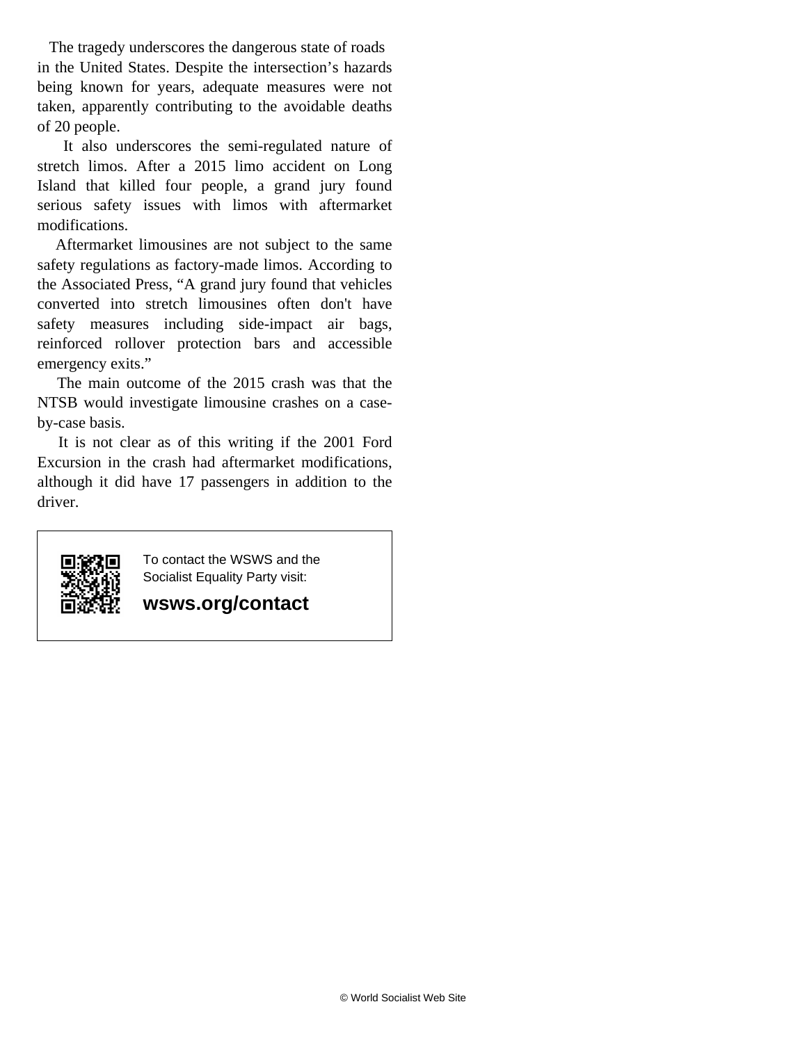The tragedy underscores the dangerous state of roads in the United States. Despite the intersection's hazards being known for years, adequate measures were not taken, apparently contributing to the avoidable deaths of 20 people.

It also underscores the semi-regulated nature of stretch limos. After a 2015 limo accident on Long Island that killed four people, a grand jury found serious safety issues with limos with aftermarket modifications.

Aftermarket limousines are not subject to the same safety regulations as factory-made limos. According to the Associated Press, "A grand jury found that vehicles converted into stretch limousines often don't have safety measures including side-impact air bags, reinforced rollover protection bars and accessible emergency exits."

The main outcome of the 2015 crash was that the NTSB would investigate limousine crashes on a case-by-case basis.

It is not clear as of this writing if the 2001 Ford Excursion in the crash had aftermarket modifications, although it did have 17 passengers in addition to the driver.

To contact the WSWS and the Socialist Equality Party visit:

**wsws.org/contact**